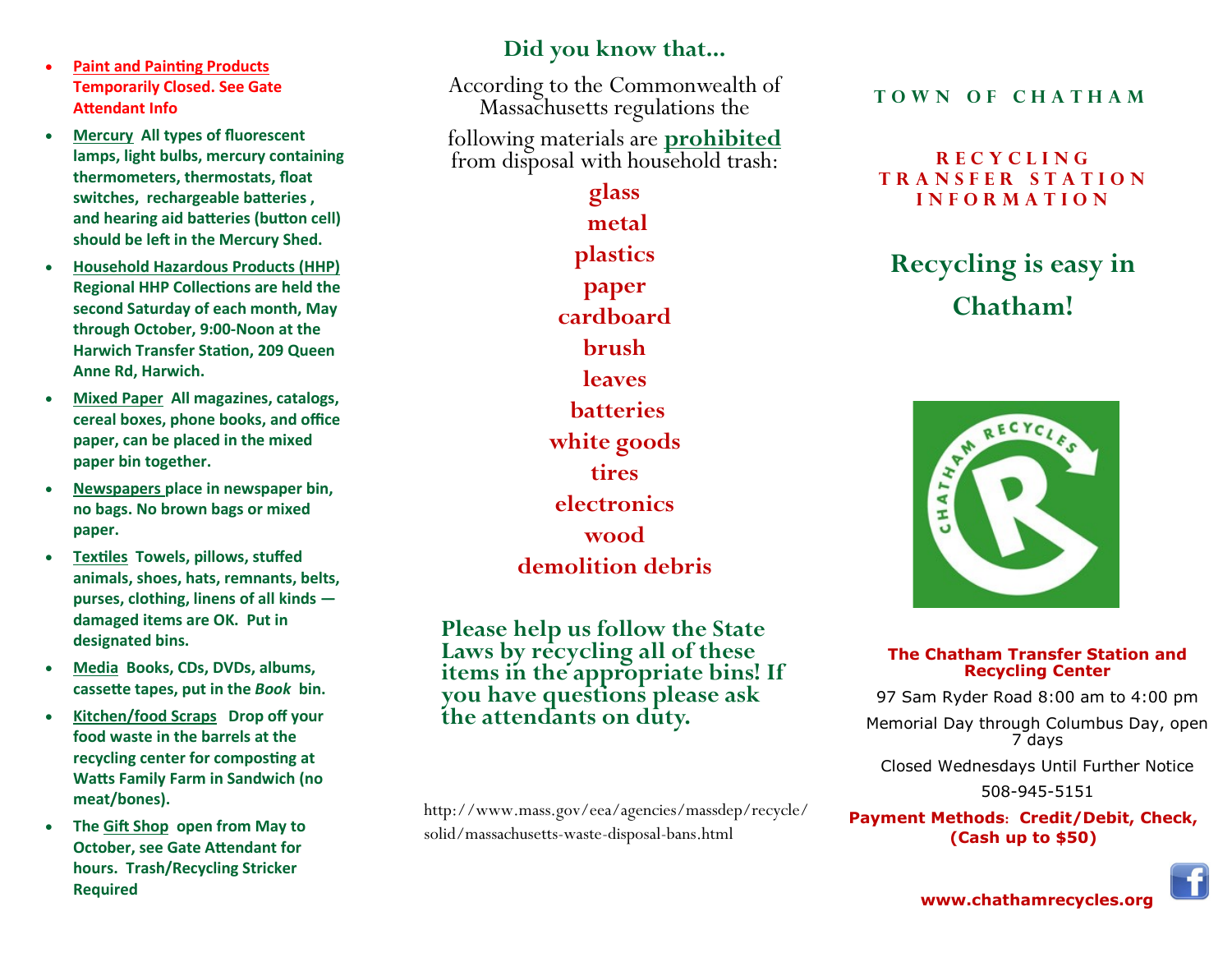- **Paint and Painting Products** **Temporarily Closed. See Gate Attendant Info**
- **Mercury** **All types of fluorescent lamps, light bulbs, mercury containing thermometers, thermostats, float switches, rechargeable batteries , and hearing aid batteries (button cell) should be left in the Mercury Shed.**
- **Household Hazardous Products (HHP)** **Regional HHP Collections are held the second Saturday of each month, May through October, 9:00-Noon at the Harwich Transfer Station, 209 Queen Anne Rd, Harwich.**
- **Mixed Paper** **All magazines, catalogs, cereal boxes, phone books, and office paper, can be placed in the mixed paper bin together.**
- **Newspapers** **place in newspaper bin, no bags. No brown bags or mixed paper.**
- **Textiles** **Towels, pillows, stuffed animals, shoes, hats, remnants, belts, purses, clothing, linens of all kinds — damaged items are OK. Put in designated bins.**
- **Media** **Books, CDs, DVDs, albums, cassette tapes, put in the *Book* bin.**
- **Kitchen/food Scraps** **Drop off your food waste in the barrels at the recycling center for composting at Watts Family Farm in Sandwich (no meat/bones).**
- **The Gift Shop open from May to October, see Gate Attendant for hours. Trash/Recycling Stricker Required**

## Did you know that...

According to the Commonwealth of Massachusetts regulations the following materials are **prohibited** from disposal with household trash:

**glass**
**metal**
**plastics**
**paper**
**cardboard**
**brush**
**leaves**
**batteries**
**white goods**
**tires**
**electronics**
**wood**
**demolition debris**

**Please help us follow the State Laws by recycling all of these items in the appropriate bins! If you have questions please ask the attendants on duty.**

http://www.mass.gov/eea/agencies/massdep/recycle/solid/massachusetts-waste-disposal-bans.html

# TOWN OF CHATHAM

## RECYCLING TRANSFER STATION INFORMATION

## Recycling is easy in Chatham!

**The Chatham Transfer Station and Recycling Center**

97 Sam Ryder Road 8:00 am to 4:00 pm

Memorial Day through Columbus Day, open 7 days

Closed Wednesdays Until Further Notice

508-945-5151

**Payment Methods: Credit/Debit, Check, (Cash up to $50)**

**www.chathamrecycles.org**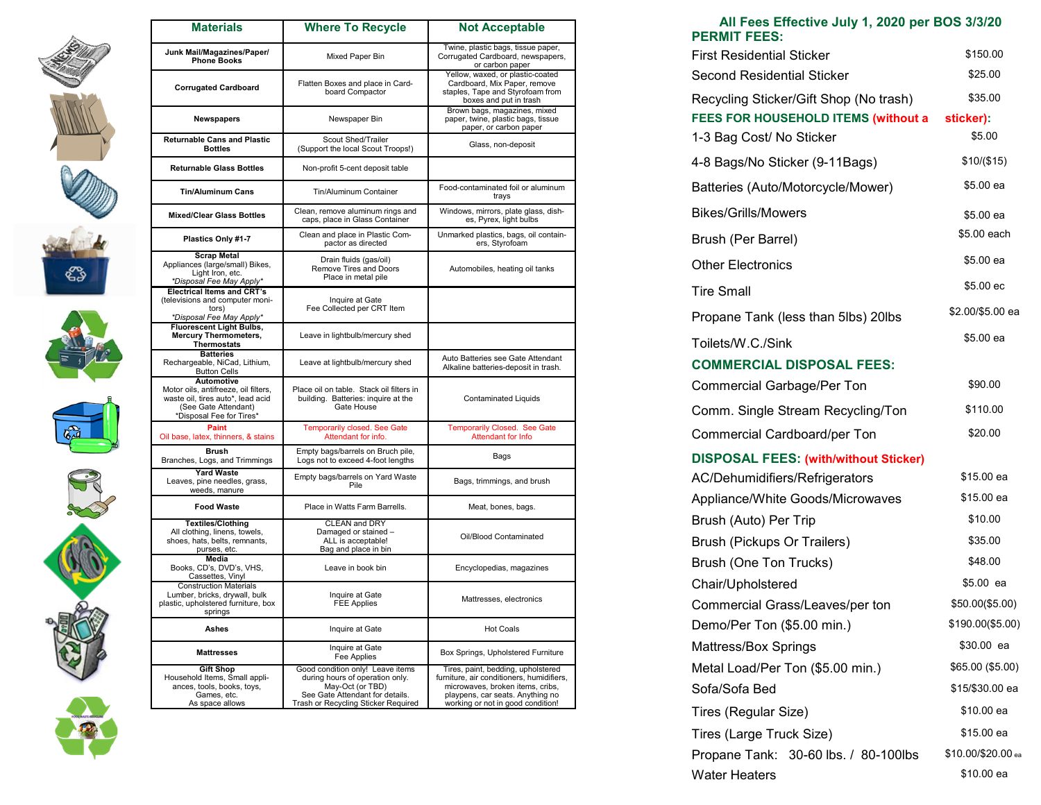| Materials | Where To Recycle | Not Acceptable |
|---|---|---|
| Junk Mail/Magazines/Paper/ Phone Books | Mixed Paper Bin | Twine, plastic bags, tissue paper, Corrugated Cardboard, newspapers, or carbon paper |
| Corrugated Cardboard | Flatten Boxes and place in Cardboard Compactor | Yellow, waxed, or plastic-coated Cardboard, Mix Paper, remove staples, Tape and Styrofoam from boxes and put in trash |
| Newspapers | Newspaper Bin | Brown bags, magazines, mixed paper, twine, plastic bags, tissue paper, or carbon paper |
| Returnable Cans and Plastic Bottles | Scout Shed/Trailer (Support the local Scout Troops!) | Glass, non-deposit |
| Returnable Glass Bottles | Non-profit 5-cent deposit table | |
| Tin/Aluminum Cans | Tin/Aluminum Container | Food-contaminated foil or aluminum trays |
| Mixed/Clear Glass Bottles | Clean, remove aluminum rings and caps, place in Glass Container | Windows, mirrors, plate glass, dishes, Pyrex, light bulbs |
| Plastics Only #1-7 | Clean and place in Plastic Compactor as directed | Unmarked plastics, bags, oil containers, Styrofoam |
| **Scrap Metal** Appliances (large/small) Bikes, Light Iron, etc. *Disposal Fee May Apply* | Drain fluids (gas/oil) Remove Tires and Doors Place in metal pile | Automobiles, heating oil tanks |
| **Electrical Items and CRT's** (televisions and computer monitors) *Disposal Fee May Apply* | Inquire at Gate Fee Collected per CRT Item | |
| **Fluorescent Light Bulbs, Mercury Thermometers, Thermostats** | Leave in lightbulb/mercury shed | |
| **Batteries** Rechargeable, NiCad, Lithium, Button Cells | Leave at lightbulb/mercury shed | Auto Batteries see Gate Attendant Alkaline batteries-deposit in trash. |
| **Automotive** Motor oils, antifreeze, oil filters, waste oil, tires auto*, lead acid (See Gate Attendant) *Disposal Fee for Tires* | Place oil on table. Stack oil filters in building. Batteries: inquire at the Gate House | Contaminated Liquids |
| **Paint** Oil base, latex, thinners, & stains | Temporarily closed. See Gate Attendant for info. | Temporarily Closed. See Gate Attendant for Info |
| **Brush** Branches, Logs, and Trimmings | Empty bags/barrels on Bruch pile, Logs not to exceed 4-foot lengths | Bags |
| **Yard Waste** Leaves, pine needles, grass, weeds, manure | Empty bags/barrels on Yard Waste Pile | Bags, trimmings, and brush |
| **Food Waste** | Place in Watts Farm Barrells. | Meat, bones, bags. |
| **Textiles/Clothing** All clothing, linens, towels, shoes, hats, belts, remnants, purses, etc. | CLEAN and DRY Damaged or stained – ALL is acceptable! Bag and place in bin | Oil/Blood Contaminated |
| **Media** Books, CD's, DVD's, VHS, Cassettes, Vinyl | Leave in book bin | Encyclopedias, magazines |
| Construction Materials Lumber, bricks, drywall, bulk plastic, upholstered furniture, box springs | Inquire at Gate FEE Applies | Mattresses, electronics |
| **Ashes** | Inquire at Gate | Hot Coals |
| **Mattresses** | Inquire at Gate Fee Applies | Box Springs, Upholstered Furniture |
| **Gift Shop** Household Items, Small appliances, tools, books, toys, Games, etc. As space allows | Good condition only! Leave items during hours of operation only. May-Oct (or TBD) See Gate Attendant for details. Trash or Recycling Sticker Required | Tires, paint, bedding, upholstered furniture, air conditioners, humidifiers, microwaves, broken items, cribs, playpens, car seats. Anything no working or not in good condition! |

## All Fees Effective July 1, 2020 per BOS 3/3/20

### PERMIT FEES:

| | |
|---|---|
| First Residential Sticker | $150.00 |
| Second Residential Sticker | $25.00 |
| Recycling Sticker/Gift Shop (No trash) | $35.00 |

### FEES FOR HOUSEHOLD ITEMS (without a sticker):

| | |
|---|---|
| 1-3 Bag Cost/ No Sticker | $5.00 |
| 4-8 Bags/No Sticker (9-11Bags) | $10/($15) |
| Batteries (Auto/Motorcycle/Mower) | $5.00 ea |
| Bikes/Grills/Mowers | $5.00 ea |
| Brush (Per Barrel) | $5.00 each |
| Other Electronics | $5.00 ea |
| Tire Small | $5.00 ec |
| Propane Tank (less than 5lbs) 20lbs | $2.00/$5.00 ea |
| Toilets/W.C./Sink | $5.00 ea |

### COMMERCIAL DISPOSAL FEES:

| | |
|---|---|
| Commercial Garbage/Per Ton | $90.00 |
| Comm. Single Stream Recycling/Ton | $110.00 |
| Commercial Cardboard/per Ton | $20.00 |

### DISPOSAL FEES: (with/without Sticker)

| | |
|---|---|
| AC/Dehumidifiers/Refrigerators | $15.00 ea |
| Appliance/White Goods/Microwaves | $15.00 ea |
| Brush (Auto) Per Trip | $10.00 |
| Brush (Pickups Or Trailers) | $35.00 |
| Brush (One Ton Trucks) | $48.00 |
| Chair/Upholstered | $5.00 ea |
| Commercial Grass/Leaves/per ton | $50.00($5.00) |
| Demo/Per Ton ($5.00 min.) | $190.00($5.00) |
| Mattress/Box Springs | $30.00 ea |
| Metal Load/Per Ton ($5.00 min.) | $65.00 ($5.00) |
| Sofa/Sofa Bed | $15/$30.00 ea |
| Tires (Regular Size) | $10.00 ea |
| Tires (Large Truck Size) | $15.00 ea |
| Propane Tank: 30-60 lbs. / 80-100lbs | $10.00/$20.00 ea |
| Water Heaters | $10.00 ea |